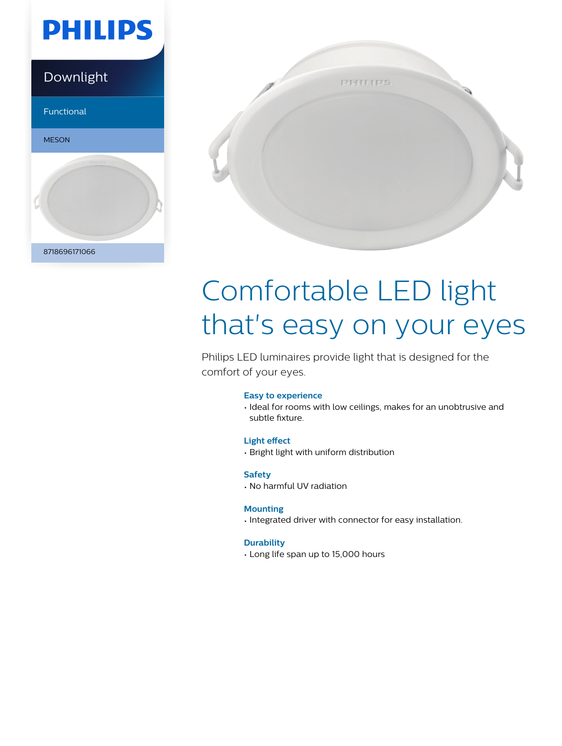PHILIPS

Downlight

Functional

MESON

8718696171066

# Comfortable LED light that's easy on your eyes

Philips LED luminaires provide light that is designed for the comfort of your eyes.

**Easy to experience**
- Ideal for rooms with low ceilings, makes for an unobtrusive and subtle fixture.

**Light effect**
- Bright light with uniform distribution

**Safety**
- No harmful UV radiation

**Mounting**
- Integrated driver with connector for easy installation.

**Durability**
- Long life span up to 15,000 hours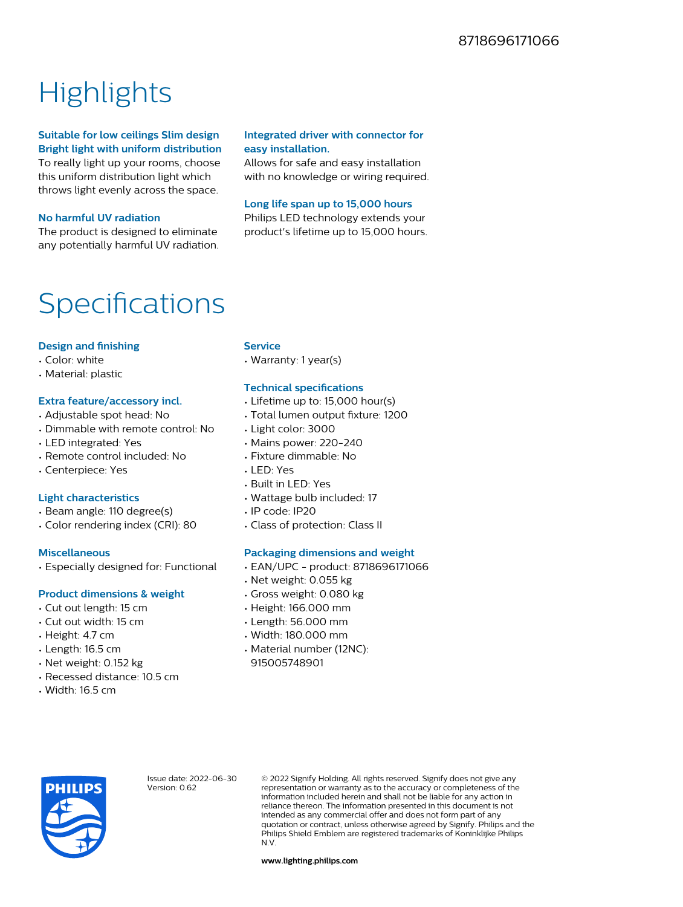8718696171066

# Highlights

**Suitable for low ceilings Slim design Bright light with uniform distribution**
To really light up your rooms, choose this uniform distribution light which throws light evenly across the space.

**No harmful UV radiation**
The product is designed to eliminate any potentially harmful UV radiation.

**Integrated driver with connector for easy installation.**
Allows for safe and easy installation with no knowledge or wiring required.

**Long life span up to 15,000 hours**
Philips LED technology extends your product's lifetime up to 15,000 hours.

# Specifications

### Design and finishing
- Color: white
- Material: plastic

### Extra feature/accessory incl.
- Adjustable spot head: No
- Dimmable with remote control: No
- LED integrated: Yes
- Remote control included: No
- Centerpiece: Yes

### Light characteristics
- Beam angle: 110 degree(s)
- Color rendering index (CRI): 80

### Miscellaneous
- Especially designed for: Functional

### Product dimensions & weight
- Cut out length: 15 cm
- Cut out width: 15 cm
- Height: 4.7 cm
- Length: 16.5 cm
- Net weight: 0.152 kg
- Recessed distance: 10.5 cm
- Width: 16.5 cm

### Service
- Warranty: 1 year(s)

### Technical specifications
- Lifetime up to: 15,000 hour(s)
- Total lumen output fixture: 1200
- Light color: 3000
- Mains power: 220-240
- Fixture dimmable: No
- LED: Yes
- Built in LED: Yes
- Wattage bulb included: 17
- IP code: IP20
- Class of protection: Class II

### Packaging dimensions and weight
- EAN/UPC - product: 8718696171066
- Net weight: 0.055 kg
- Gross weight: 0.080 kg
- Height: 166.000 mm
- Length: 56.000 mm
- Width: 180.000 mm
- Material number (12NC): 915005748901

Issue date: 2022-06-30
Version: 0.62

© 2022 Signify Holding. All rights reserved. Signify does not give any representation or warranty as to the accuracy or completeness of the information included herein and shall not be liable for any action in reliance thereon. The information presented in this document is not intended as any commercial offer and does not form part of any quotation or contract, unless otherwise agreed by Signify. Philips and the Philips Shield Emblem are registered trademarks of Koninklijke Philips N.V.

**www.lighting.philips.com**